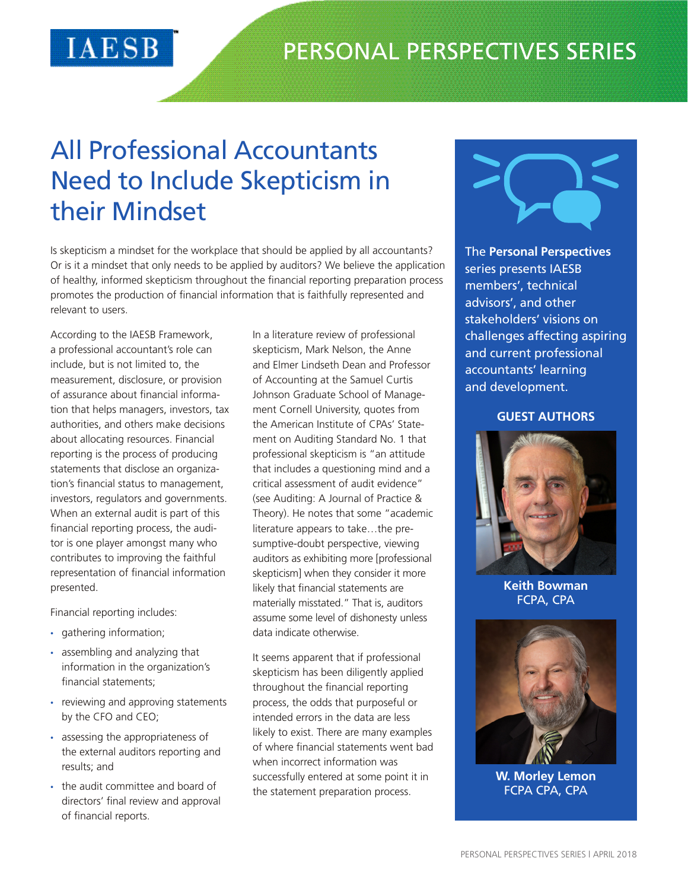IAESB

PERSONAL PERSPECTIVES SERIES

# All Professional Accountants Need to Include Skepticism in their Mindset

Is skepticism a mindset for the workplace that should be applied by all accountants? Or is it a mindset that only needs to be applied by auditors? We believe the application of healthy, informed skepticism throughout the financial reporting preparation process promotes the production of financial information that is faithfully represented and relevant to users.

According to the IAESB Framework, a professional accountant's role can include, but is not limited to, the measurement, disclosure, or provision of assurance about financial information that helps managers, investors, tax authorities, and others make decisions about allocating resources. Financial reporting is the process of producing statements that disclose an organization's financial status to management, investors, regulators and governments. When an external audit is part of this financial reporting process, the auditor is one player amongst many who contributes to improving the faithful representation of financial information presented.

Financial reporting includes:

- gathering information;
- assembling and analyzing that information in the organization's financial statements;
- reviewing and approving statements by the CFO and CEO;
- assessing the appropriateness of the external auditors reporting and results; and
- the audit committee and board of directors' final review and approval of financial reports.

In a literature review of professional skepticism, Mark Nelson, the Anne and Elmer Lindseth Dean and Professor of Accounting at the Samuel Curtis Johnson Graduate School of Management Cornell University, quotes from the American Institute of CPAs' Statement on Auditing Standard No. 1 that professional skepticism is "an attitude that includes a questioning mind and a critical assessment of audit evidence" (see Auditing: A Journal of Practice & Theory). He notes that some "academic literature appears to take…the presumptive-doubt perspective, viewing auditors as exhibiting more [professional skepticism] when they consider it more likely that financial statements are materially misstated." That is, auditors assume some level of dishonesty unless data indicate otherwise.

It seems apparent that if professional skepticism has been diligently applied throughout the financial reporting process, the odds that purposeful or intended errors in the data are less likely to exist. There are many examples of where financial statements went bad when incorrect information was successfully entered at some point it in the statement preparation process.

The **Personal Perspectives** series presents IAESB members', technical advisors', and other stakeholders' visions on challenges affecting aspiring and current professional accountants' learning and development.

**GUEST AUTHORS**

**Keith Bowman**
FCPA, CPA

**W. Morley Lemon**
FCPA CPA, CPA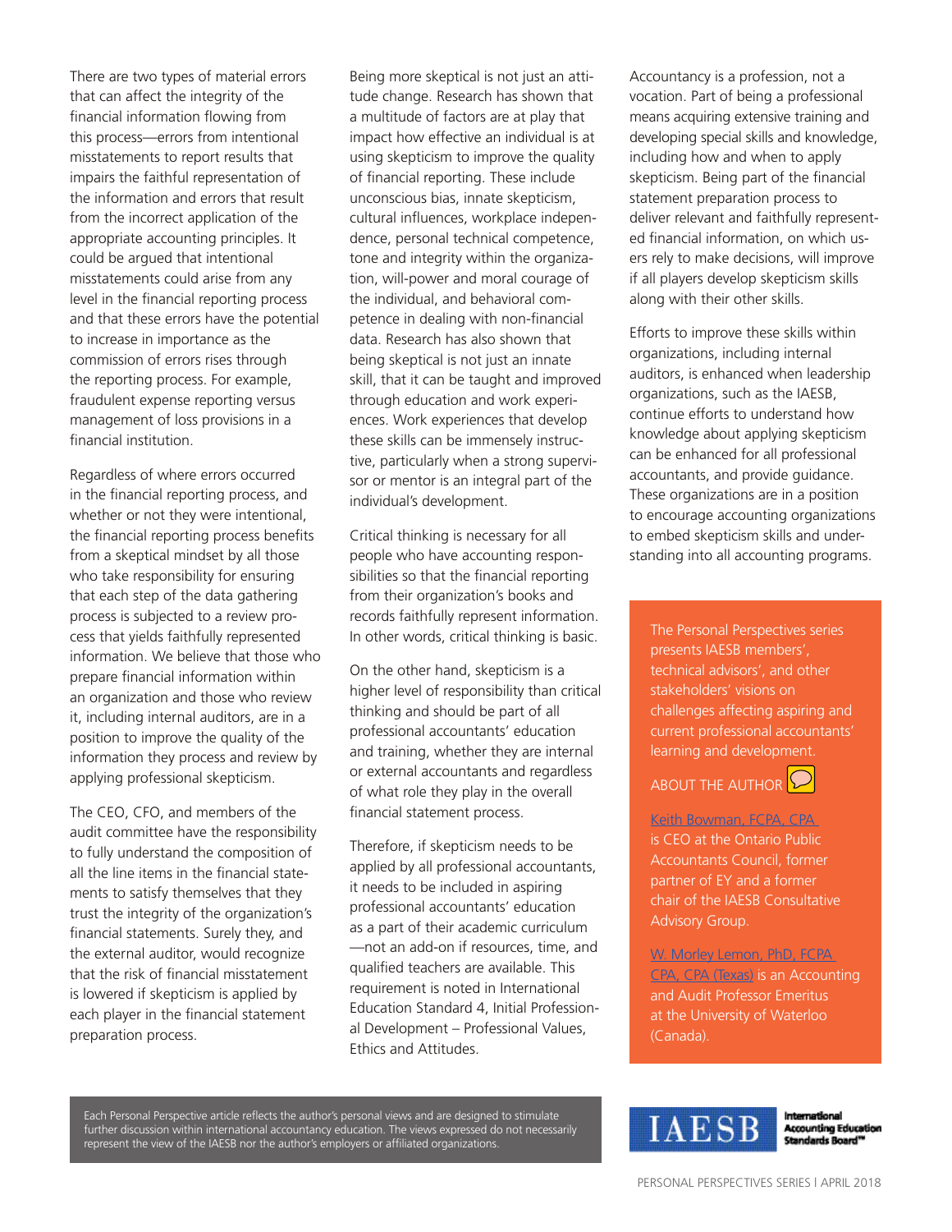There are two types of material errors that can affect the integrity of the financial information flowing from this process—errors from intentional misstatements to report results that impairs the faithful representation of the information and errors that result from the incorrect application of the appropriate accounting principles. It could be argued that intentional misstatements could arise from any level in the financial reporting process and that these errors have the potential to increase in importance as the commission of errors rises through the reporting process. For example, fraudulent expense reporting versus management of loss provisions in a financial institution.

Regardless of where errors occurred in the financial reporting process, and whether or not they were intentional, the financial reporting process benefits from a skeptical mindset by all those who take responsibility for ensuring that each step of the data gathering process is subjected to a review process that yields faithfully represented information. We believe that those who prepare financial information within an organization and those who review it, including internal auditors, are in a position to improve the quality of the information they process and review by applying professional skepticism.

The CEO, CFO, and members of the audit committee have the responsibility to fully understand the composition of all the line items in the financial statements to satisfy themselves that they trust the integrity of the organization's financial statements. Surely they, and the external auditor, would recognize that the risk of financial misstatement is lowered if skepticism is applied by each player in the financial statement preparation process.

Being more skeptical is not just an attitude change. Research has shown that a multitude of factors are at play that impact how effective an individual is at using skepticism to improve the quality of financial reporting. These include unconscious bias, innate skepticism, cultural influences, workplace independence, personal technical competence, tone and integrity within the organization, will-power and moral courage of the individual, and behavioral competence in dealing with non-financial data. Research has also shown that being skeptical is not just an innate skill, that it can be taught and improved through education and work experiences. Work experiences that develop these skills can be immensely instructive, particularly when a strong supervisor or mentor is an integral part of the individual's development.

Critical thinking is necessary for all people who have accounting responsibilities so that the financial reporting from their organization's books and records faithfully represent information. In other words, critical thinking is basic.

On the other hand, skepticism is a higher level of responsibility than critical thinking and should be part of all professional accountants' education and training, whether they are internal or external accountants and regardless of what role they play in the overall financial statement process.

Therefore, if skepticism needs to be applied by all professional accountants, it needs to be included in aspiring professional accountants' education as a part of their academic curriculum —not an add-on if resources, time, and qualified teachers are available. This requirement is noted in International Education Standard 4, Initial Professional Development – Professional Values, Ethics and Attitudes.

Accountancy is a profession, not a vocation. Part of being a professional means acquiring extensive training and developing special skills and knowledge, including how and when to apply skepticism. Being part of the financial statement preparation process to deliver relevant and faithfully represented financial information, on which users rely to make decisions, will improve if all players develop skepticism skills along with their other skills.

Efforts to improve these skills within organizations, including internal auditors, is enhanced when leadership organizations, such as the IAESB, continue efforts to understand how knowledge about applying skepticism can be enhanced for all professional accountants, and provide guidance. These organizations are in a position to encourage accounting organizations to embed skepticism skills and understanding into all accounting programs.

The Personal Perspectives series presents IAESB members', technical advisors', and other stakeholders' visions on challenges affecting aspiring and current professional accountants' learning and development.

ABOUT THE AUTHOR

Keith Bowman, FCPA, CPA is CEO at the Ontario Public Accountants Council, former partner of EY and a former chair of the IAESB Consultative Advisory Group.

W. Morley Lemon, PhD, FCPA CPA, CPA (Texas) is an Accounting and Audit Professor Emeritus at the University of Waterloo (Canada).

Each Personal Perspective article reflects the author's personal views and are designed to stimulate further discussion within international accountancy education. The views expressed do not necessarily represent the view of the IAESB nor the author's employers or affiliated organizations.

IAESB International Accounting Education Standards Board™

PERSONAL PERSPECTIVES SERIES | APRIL 2018